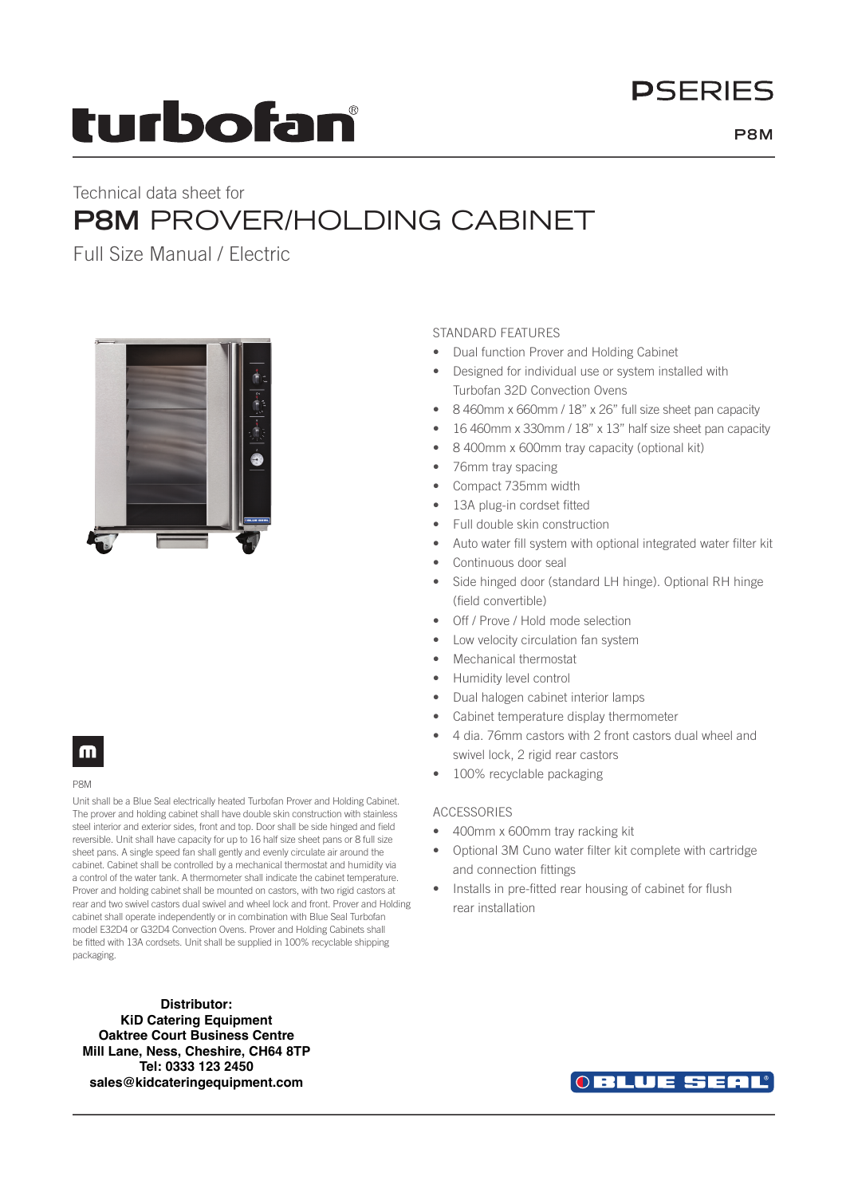# turbofan

**P SERIES**

**P8M**

Technical data sheet for

# P8M PROVER/HOLDING CABINET

Full Size Manual / Electric

## STANDARD FEATURES

- Dual function Prover and Holding Cabinet
- Designed for individual use or system installed with Turbofan 32D Convection Ovens
- 8 460mm x 660mm / 18" x 26" full size sheet pan capacity
- 16 460mm x 330mm / 18" x 13" half size sheet pan capacity
- 8 400mm x 600mm tray capacity (optional kit)
- 76mm tray spacing
- Compact 735mm width
- 13A plug-in cordset fitted
- Full double skin construction
- Auto water fill system with optional integrated water filter kit
- Continuous door seal
- Side hinged door (standard LH hinge). Optional RH hinge (field convertible)
- Off / Prove / Hold mode selection
- Low velocity circulation fan system
- Mechanical thermostat
- Humidity level control
- Dual halogen cabinet interior lamps
- Cabinet temperature display thermometer
- 4 dia. 76mm castors with 2 front castors dual wheel and swivel lock, 2 rigid rear castors
- 100% recyclable packaging

## ACCESSORIES

- 400mm x 600mm tray racking kit
- Optional 3M Cuno water filter kit complete with cartridge and connection fittings
- Installs in pre-fitted rear housing of cabinet for flush rear installation

P8M

Unit shall be a Blue Seal electrically heated Turbofan Prover and Holding Cabinet. The prover and holding cabinet shall have double skin construction with stainless steel interior and exterior sides, front and top. Door shall be side hinged and field reversible. Unit shall have capacity for up to 16 half size sheet pans or 8 full size sheet pans. A single speed fan shall gently and evenly circulate air around the cabinet. Cabinet shall be controlled by a mechanical thermostat and humidity via a control of the water tank. A thermometer shall indicate the cabinet temperature. Prover and holding cabinet shall be mounted on castors, with two rigid castors at rear and two swivel castors dual swivel and wheel lock and front. Prover and Holding cabinet shall operate independently or in combination with Blue Seal Turbofan model E32D4 or G32D4 Convection Ovens. Prover and Holding Cabinets shall be fitted with 13A cordsets. Unit shall be supplied in 100% recyclable shipping packaging.

**Distributor:**
**KiD Catering Equipment**
**Oaktree Court Business Centre**
**Mill Lane, Ness, Cheshire, CH64 8TP**
**Tel: 0333 123 2450**
**sales@kidcateringequipment.com**

BLUE SEAL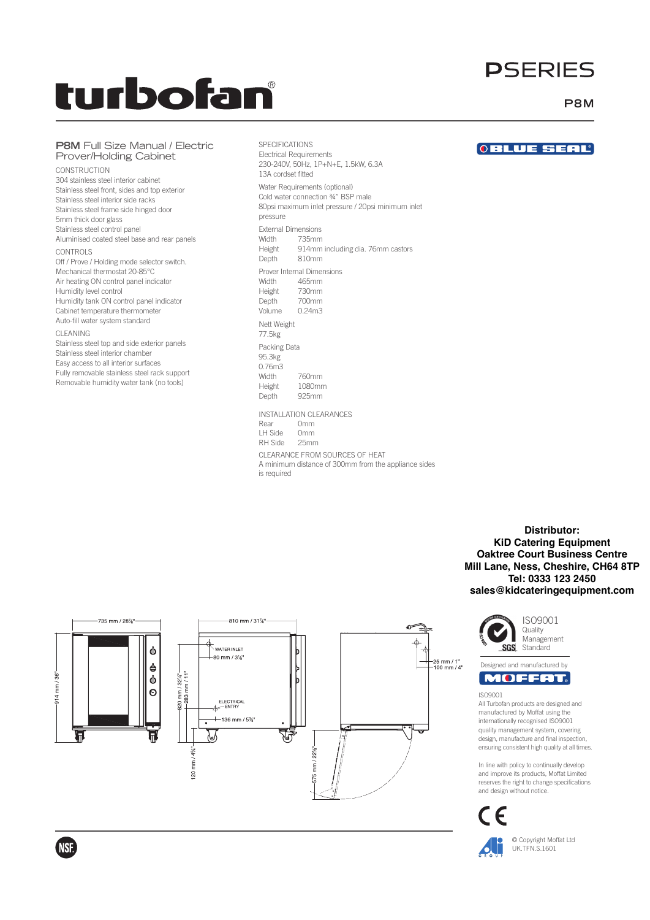# turbofan®

# PSERIES

## P8M

### P8M Full Size Manual / Electric Prover/Holding Cabinet

CONSTRUCTION

304 stainless steel interior cabinet
Stainless steel front, sides and top exterior
Stainless steel interior side racks
Stainless steel frame side hinged door
5mm thick door glass
Stainless steel control panel
Aluminised coated steel base and rear panels

CONTROLS

Off / Prove / Holding mode selector switch.
Mechanical thermostat 20-85°C
Air heating ON control panel indicator
Humidity level control
Humidity tank ON control panel indicator
Cabinet temperature thermometer
Auto-fill water system standard

CLEANING

Stainless steel top and side exterior panels
Stainless steel interior chamber
Easy access to all interior surfaces
Fully removable stainless steel rack support
Removable humidity water tank (no tools)

SPECIFICATIONS

Electrical Requirements
230-240V, 50Hz, 1P+N+E, 1.5kW, 6.3A
13A cordset fitted

Water Requirements (optional)
Cold water connection ¾" BSP male
80psi maximum inlet pressure / 20psi minimum inlet pressure

External Dimensions

| | |
|---|---|
| Width | 735mm |
| Height | 914mm including dia. 76mm castors |
| Depth | 810mm |

Prover Internal Dimensions

| | |
|---|---|
| Width | 465mm |
| Height | 730mm |
| Depth | 700mm |
| Volume | 0.24m3 |

Nett Weight
77.5kg

Packing Data
95.3kg
0.76m3

| | |
|---|---|
| Width | 760mm |
| Height | 1080mm |
| Depth | 925mm |

INSTALLATION CLEARANCES

| | |
|---|---|
| Rear | 0mm |
| LH Side | 0mm |
| RH Side | 25mm |

CLEARANCE FROM SOURCES OF HEAT
A minimum distance of 300mm from the appliance sides is required

BLUE SEAL®

**Distributor:**
**KiD Catering Equipment**
**Oaktree Court Business Centre**
**Mill Lane, Ness, Cheshire, CH64 8TP**
**Tel: 0333 123 2450**
**sales@kidcateringequipment.com**

735 mm / 28⅞"
914 mm / 36"
810 mm / 31⅞"
WATER INLET
80 mm / 3⅛"
820 mm / 32¼"
283 mm / 11"
ELECTRICAL ENTRY
136 mm / 5⅜"
120 mm / 4¾"
575 mm / 22⅝"
25 mm / 1"
100 mm / 4"

ISO9001 Quality Management Standard

Designed and manufactured by
MOFFAT

ISO9001
All Turbofan products are designed and manufactured by Moffat using the internationally recognised ISO9001 quality management system, covering design, manufacture and final inspection, ensuring consistent high quality at all times.

In line with policy to continually develop and improve its products, Moffat Limited reserves the right to change specifications and design without notice.

CE

© Copyright Moffat Ltd
UK.TFN.S.1601

NSF